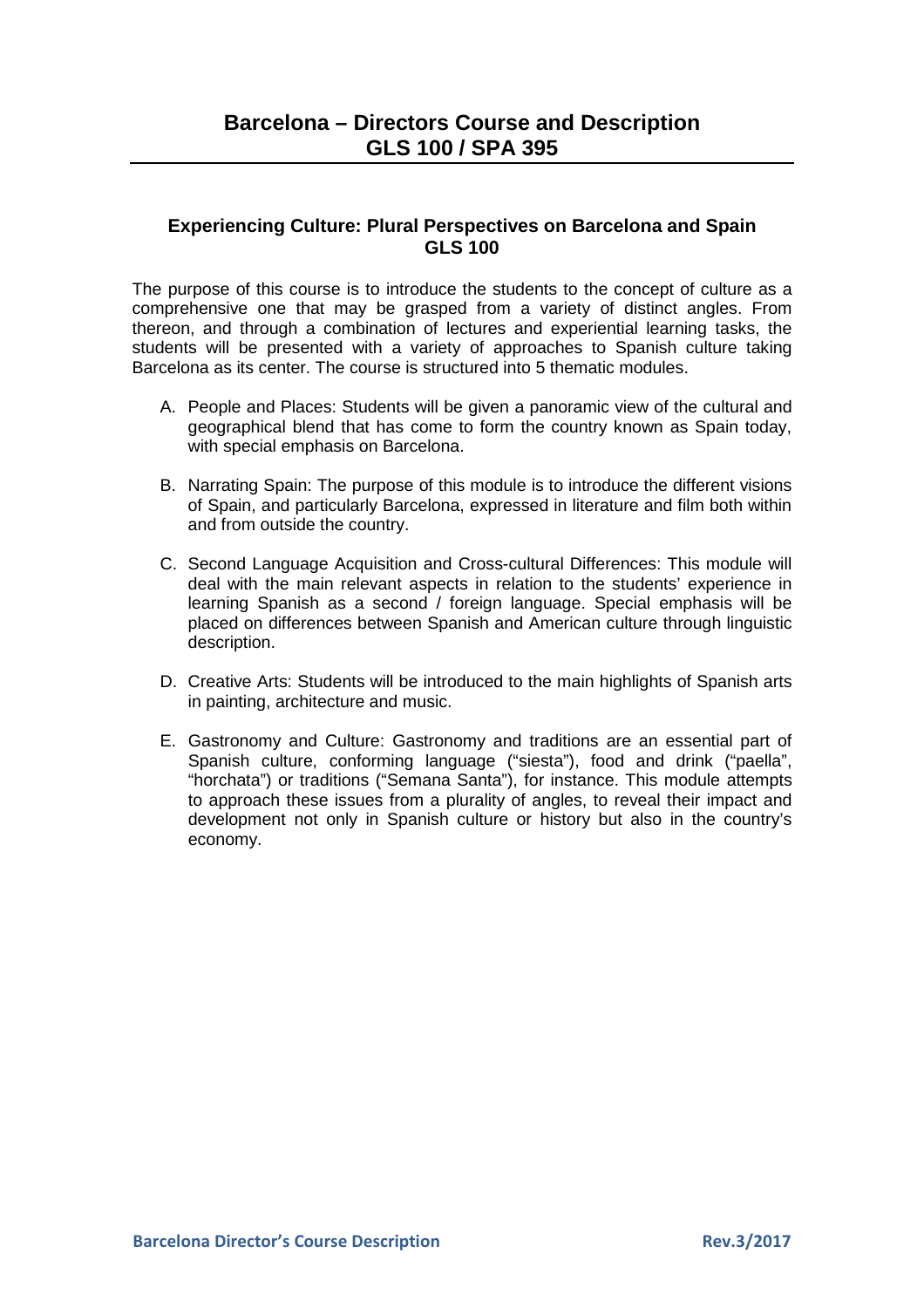# Barcelona – Directors Course and Description
# GLS 100 / SPA 395

## Experiencing Culture: Plural Perspectives on Barcelona and Spain
## GLS 100

The purpose of this course is to introduce the students to the concept of culture as a comprehensive one that may be grasped from a variety of distinct angles. From thereon, and through a combination of lectures and experiential learning tasks, the students will be presented with a variety of approaches to Spanish culture taking Barcelona as its center. The course is structured into 5 thematic modules.

A. People and Places: Students will be given a panoramic view of the cultural and geographical blend that has come to form the country known as Spain today, with special emphasis on Barcelona.

B. Narrating Spain: The purpose of this module is to introduce the different visions of Spain, and particularly Barcelona, expressed in literature and film both within and from outside the country.

C. Second Language Acquisition and Cross-cultural Differences: This module will deal with the main relevant aspects in relation to the students' experience in learning Spanish as a second / foreign language. Special emphasis will be placed on differences between Spanish and American culture through linguistic description.

D. Creative Arts: Students will be introduced to the main highlights of Spanish arts in painting, architecture and music.

E. Gastronomy and Culture: Gastronomy and traditions are an essential part of Spanish culture, conforming language ("siesta"), food and drink ("paella", "horchata") or traditions ("Semana Santa"), for instance. This module attempts to approach these issues from a plurality of angles, to reveal their impact and development not only in Spanish culture or history but also in the country's economy.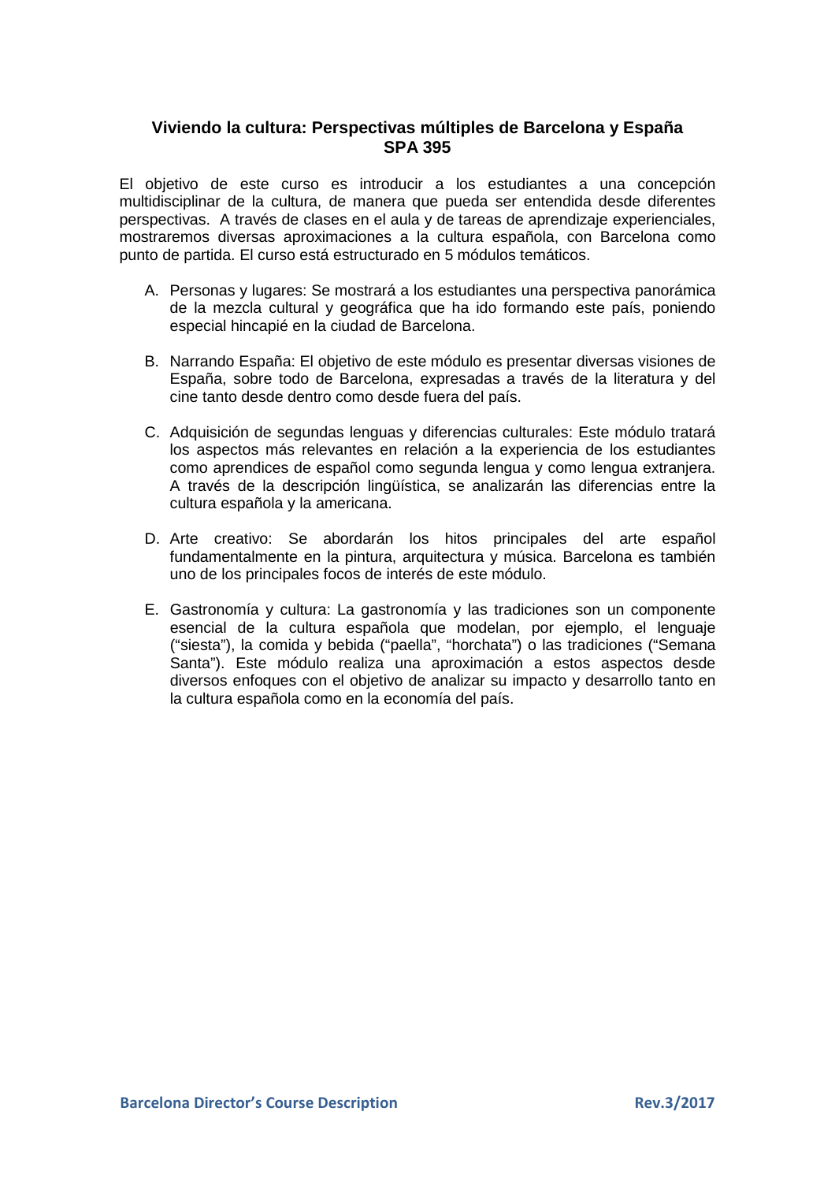**Viviendo la cultura: Perspectivas múltiples de Barcelona y España**
**SPA 395**

El objetivo de este curso es introducir a los estudiantes a una concepción multidisciplinar de la cultura, de manera que pueda ser entendida desde diferentes perspectivas. A través de clases en el aula y de tareas de aprendizaje experienciales, mostraremos diversas aproximaciones a la cultura española, con Barcelona como punto de partida. El curso está estructurado en 5 módulos temáticos.

A. Personas y lugares: Se mostrará a los estudiantes una perspectiva panorámica de la mezcla cultural y geográfica que ha ido formando este país, poniendo especial hincapié en la ciudad de Barcelona.

B. Narrando España: El objetivo de este módulo es presentar diversas visiones de España, sobre todo de Barcelona, expresadas a través de la literatura y del cine tanto desde dentro como desde fuera del país.

C. Adquisición de segundas lenguas y diferencias culturales: Este módulo tratará los aspectos más relevantes en relación a la experiencia de los estudiantes como aprendices de español como segunda lengua y como lengua extranjera. A través de la descripción lingüística, se analizarán las diferencias entre la cultura española y la americana.

D. Arte creativo: Se abordarán los hitos principales del arte español fundamentalmente en la pintura, arquitectura y música. Barcelona es también uno de los principales focos de interés de este módulo.

E. Gastronomía y cultura: La gastronomía y las tradiciones son un componente esencial de la cultura española que modelan, por ejemplo, el lenguaje ("siesta"), la comida y bebida ("paella", "horchata") o las tradiciones ("Semana Santa"). Este módulo realiza una aproximación a estos aspectos desde diversos enfoques con el objetivo de analizar su impacto y desarrollo tanto en la cultura española como en la economía del país.